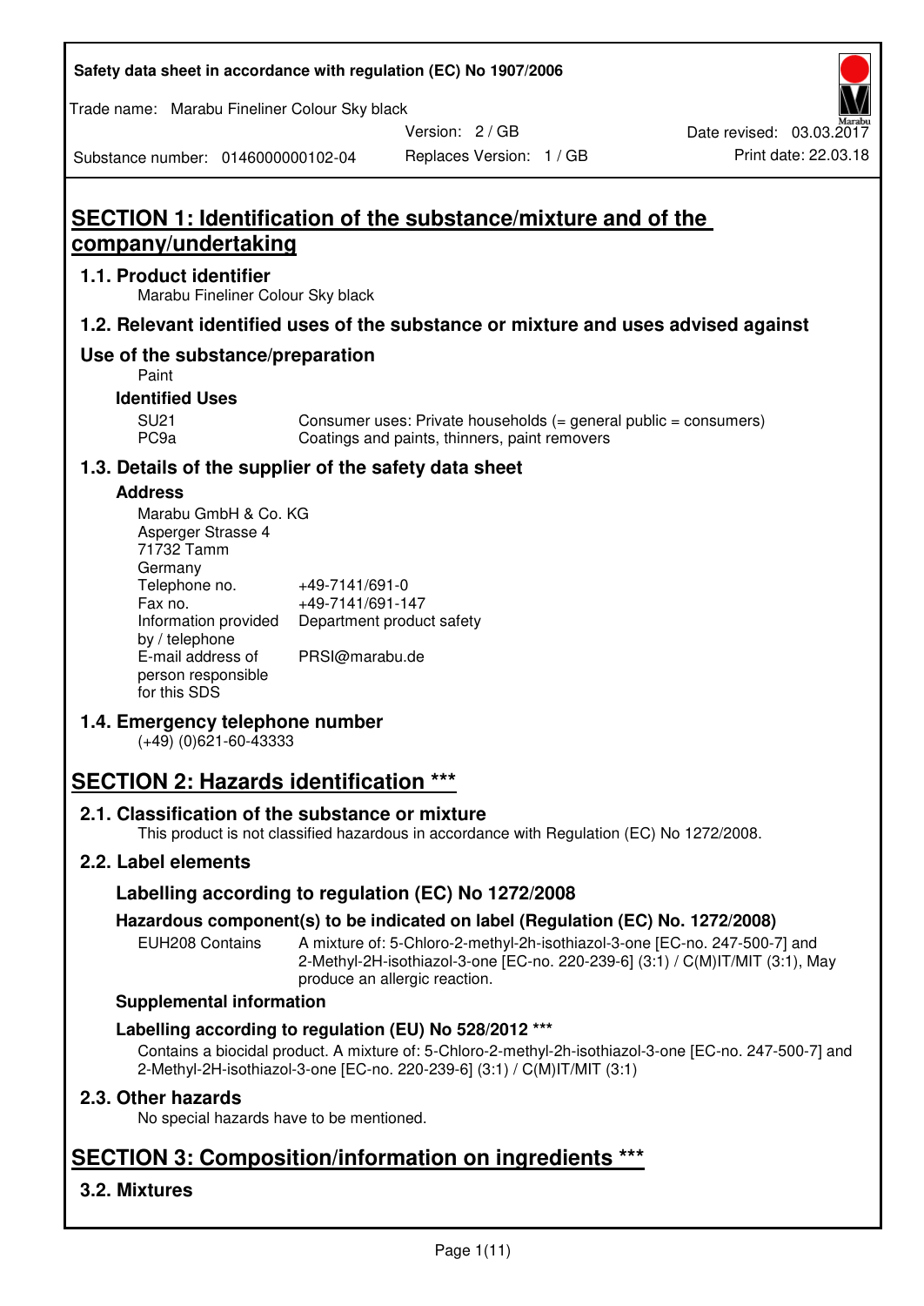Safety data sheet in accordance with regulation (EC) No 1907/2006

Trade name: Marabu Fineliner Colour Sky black

Version: 2 / GB

Date revised: 03.03.2017

Substance number: 0146000000102-04

Replaces Version: 1 / GB

Print date: 22.03.18

# SECTION 1: Identification of the substance/mixture and of the company/undertaking

## 1.1. Product identifier

Marabu Fineliner Colour Sky black

## 1.2. Relevant identified uses of the substance or mixture and uses advised against

## Use of the substance/preparation

Paint

### Identified Uses

| | |
|---|---|
| SU21 | Consumer uses: Private households (= general public = consumers) |
| PC9a | Coatings and paints, thinners, paint removers |

## 1.3. Details of the supplier of the safety data sheet

### Address

Marabu GmbH & Co. KG
Asperger Strasse 4
71732 Tamm
Germany

| | |
|---|---|
| Telephone no. | +49-7141/691-0 |
| Fax no. | +49-7141/691-147 |
| Information provided by / telephone | Department product safety |
| E-mail address of person responsible for this SDS | PRSI@marabu.de |

## 1.4. Emergency telephone number

(+49) (0)621-60-43333

# SECTION 2: Hazards identification ***

## 2.1. Classification of the substance or mixture

This product is not classified hazardous in accordance with Regulation (EC) No 1272/2008.

## 2.2. Label elements

### Labelling according to regulation (EC) No 1272/2008

### Hazardous component(s) to be indicated on label (Regulation (EC) No. 1272/2008)

EUH208 Contains: A mixture of: 5-Chloro-2-methyl-2h-isothiazol-3-one [EC-no. 247-500-7] and 2-Methyl-2H-isothiazol-3-one [EC-no. 220-239-6] (3:1) / C(M)IT/MIT (3:1), May produce an allergic reaction.

### Supplemental information

### Labelling according to regulation (EU) No 528/2012 ***

Contains a biocidal product. A mixture of: 5-Chloro-2-methyl-2h-isothiazol-3-one [EC-no. 247-500-7] and 2-Methyl-2H-isothiazol-3-one [EC-no. 220-239-6] (3:1) / C(M)IT/MIT (3:1)

## 2.3. Other hazards

No special hazards have to be mentioned.

# SECTION 3: Composition/information on ingredients ***

## 3.2. Mixtures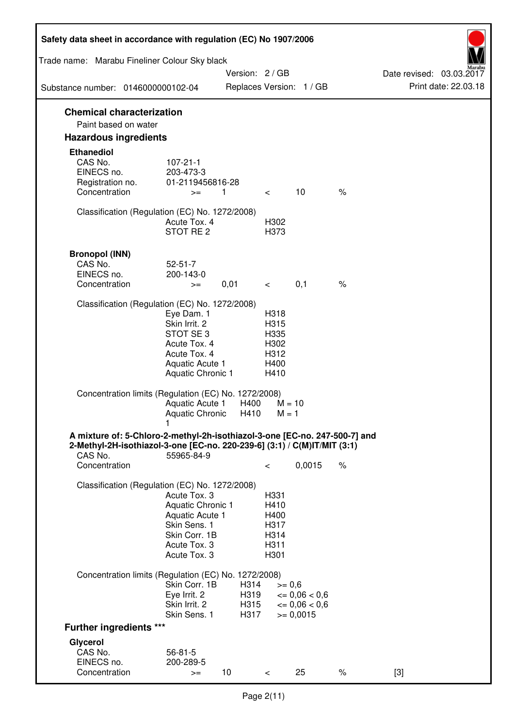## Chemical characterization

Paint based on water

## Hazardous ingredients

### Ethanediol

| | | | | | |
|---|---|---|---|---|---|
| CAS No. | 107-21-1 | | | | |
| EINECS no. | 203-473-3 | | | | |
| Registration no. | 01-2119456816-28 | | | | |
| Concentration | >= | 1 | < | 10 | % |

Classification (Regulation (EC) No. 1272/2008)

| | |
|---|---|
| Acute Tox. 4 | H302 |
| STOT RE 2 | H373 |

### Bronopol (INN)

| | | | | | |
|---|---|---|---|---|---|
| CAS No. | 52-51-7 | | | | |
| EINECS no. | 200-143-0 | | | | |
| Concentration | >= | 0,01 | < | 0,1 | % |

Classification (Regulation (EC) No. 1272/2008)

| | |
|---|---|
| Eye Dam. 1 | H318 |
| Skin Irrit. 2 | H315 |
| STOT SE 3 | H335 |
| Acute Tox. 4 | H302 |
| Acute Tox. 4 | H312 |
| Aquatic Acute 1 | H400 |
| Aquatic Chronic 1 | H410 |

Concentration limits (Regulation (EC) No. 1272/2008)

| | | |
|---|---|---|
| Aquatic Acute 1 | H400 | M = 10 |
| Aquatic Chronic 1 | H410 | M = 1 |

### A mixture of: 5-Chloro-2-methyl-2h-isothiazol-3-one [EC-no. 247-500-7] and 2-Methyl-2H-isothiazol-3-one [EC-no. 220-239-6] (3:1) / C(M)IT/MIT (3:1)

| | | | |
|---|---|---|---|
| CAS No. | 55965-84-9 | | |
| Concentration | < | 0,0015 | % |

Classification (Regulation (EC) No. 1272/2008)

| | |
|---|---|
| Acute Tox. 3 | H331 |
| Aquatic Chronic 1 | H410 |
| Aquatic Acute 1 | H400 |
| Skin Sens. 1 | H317 |
| Skin Corr. 1B | H314 |
| Acute Tox. 3 | H311 |
| Acute Tox. 3 | H301 |

Concentration limits (Regulation (EC) No. 1272/2008)

| | | |
|---|---|---|
| Skin Corr. 1B | H314 | >= 0,6 |
| Eye Irrit. 2 | H319 | <= 0,06 < 0,6 |
| Skin Irrit. 2 | H315 | <= 0,06 < 0,6 |
| Skin Sens. 1 | H317 | >= 0,0015 |

## Further ingredients ***

### Glycerol

| | | | | | | |
|---|---|---|---|---|---|---|
| CAS No. | 56-81-5 | | | | | |
| EINECS no. | 200-289-5 | | | | | |
| Concentration | >= | 10 | < | 25 | % | [3] |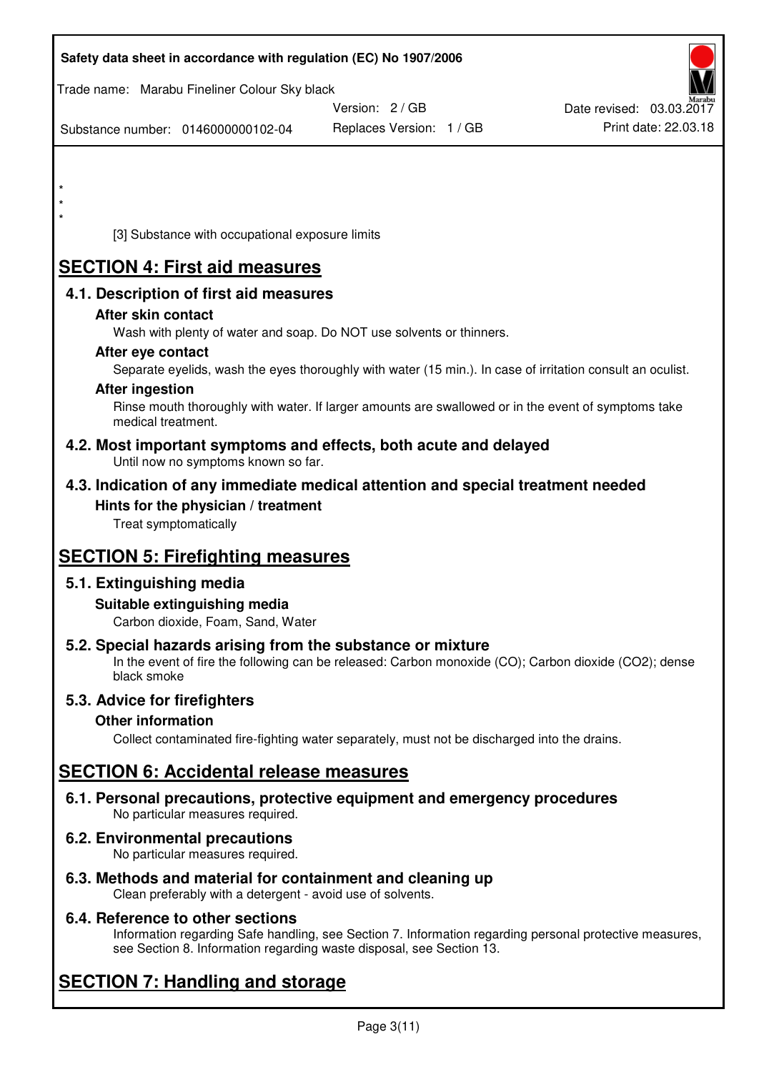*
*
*

[3] Substance with occupational exposure limits

# SECTION 4: First aid measures

## 4.1. Description of first aid measures

### After skin contact

Wash with plenty of water and soap. Do NOT use solvents or thinners.

### After eye contact

Separate eyelids, wash the eyes thoroughly with water (15 min.). In case of irritation consult an oculist.

### After ingestion

Rinse mouth thoroughly with water. If larger amounts are swallowed or in the event of symptoms take medical treatment.

## 4.2. Most important symptoms and effects, both acute and delayed

Until now no symptoms known so far.

## 4.3. Indication of any immediate medical attention and special treatment needed

### Hints for the physician / treatment

Treat symptomatically

# SECTION 5: Firefighting measures

## 5.1. Extinguishing media

### Suitable extinguishing media

Carbon dioxide, Foam, Sand, Water

## 5.2. Special hazards arising from the substance or mixture

In the event of fire the following can be released: Carbon monoxide (CO); Carbon dioxide ($CO_2$); dense black smoke

## 5.3. Advice for firefighters

### Other information

Collect contaminated fire-fighting water separately, must not be discharged into the drains.

# SECTION 6: Accidental release measures

## 6.1. Personal precautions, protective equipment and emergency procedures

No particular measures required.

## 6.2. Environmental precautions

No particular measures required.

## 6.3. Methods and material for containment and cleaning up

Clean preferably with a detergent - avoid use of solvents.

## 6.4. Reference to other sections

Information regarding Safe handling, see Section 7. Information regarding personal protective measures, see Section 8. Information regarding waste disposal, see Section 13.

# SECTION 7: Handling and storage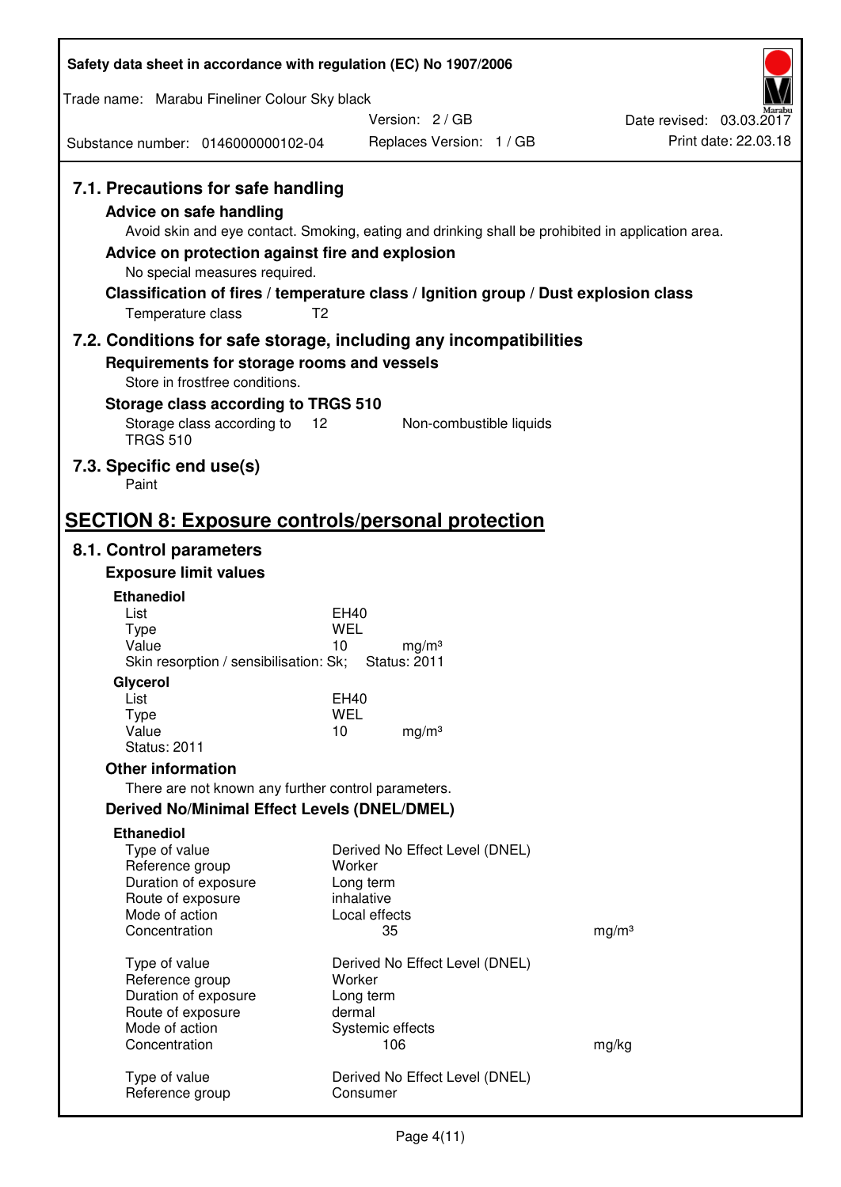### 7.1. Precautions for safe handling

**Advice on safe handling**

Avoid skin and eye contact. Smoking, eating and drinking shall be prohibited in application area.

**Advice on protection against fire and explosion**

No special measures required.

**Classification of fires / temperature class / Ignition group / Dust explosion class**

Temperature class T2

### 7.2. Conditions for safe storage, including any incompatibilities

**Requirements for storage rooms and vessels**

Store in frostfree conditions.

**Storage class according to TRGS 510**

| Storage class according to TRGS 510 | 12 | Non-combustible liquids |
|---|---|---|

### 7.3. Specific end use(s)

Paint

## SECTION 8: Exposure controls/personal protection

### 8.1. Control parameters

**Exposure limit values**

**Ethanediol**

| | | |
|---|---|---|
| List | EH40 | |
| Type | WEL | |
| Value | 10 | mg/m³ |
| Skin resorption / sensibilisation: Sk; | Status: 2011 | |

**Glycerol**

| | | |
|---|---|---|
| List | EH40 | |
| Type | WEL | |
| Value | 10 | mg/m³ |
| Status: 2011 | | |

**Other information**

There are not known any further control parameters.

**Derived No/Minimal Effect Levels (DNEL/DMEL)**

**Ethanediol**

| | | |
|---|---|---|
| Type of value | Derived No Effect Level (DNEL) | |
| Reference group | Worker | |
| Duration of exposure | Long term | |
| Route of exposure | inhalative | |
| Mode of action | Local effects | |
| Concentration | 35 | mg/m³ |
| | | |
| Type of value | Derived No Effect Level (DNEL) | |
| Reference group | Worker | |
| Duration of exposure | Long term | |
| Route of exposure | dermal | |
| Mode of action | Systemic effects | |
| Concentration | 106 | mg/kg |
| | | |
| Type of value | Derived No Effect Level (DNEL) | |
| Reference group | Consumer | |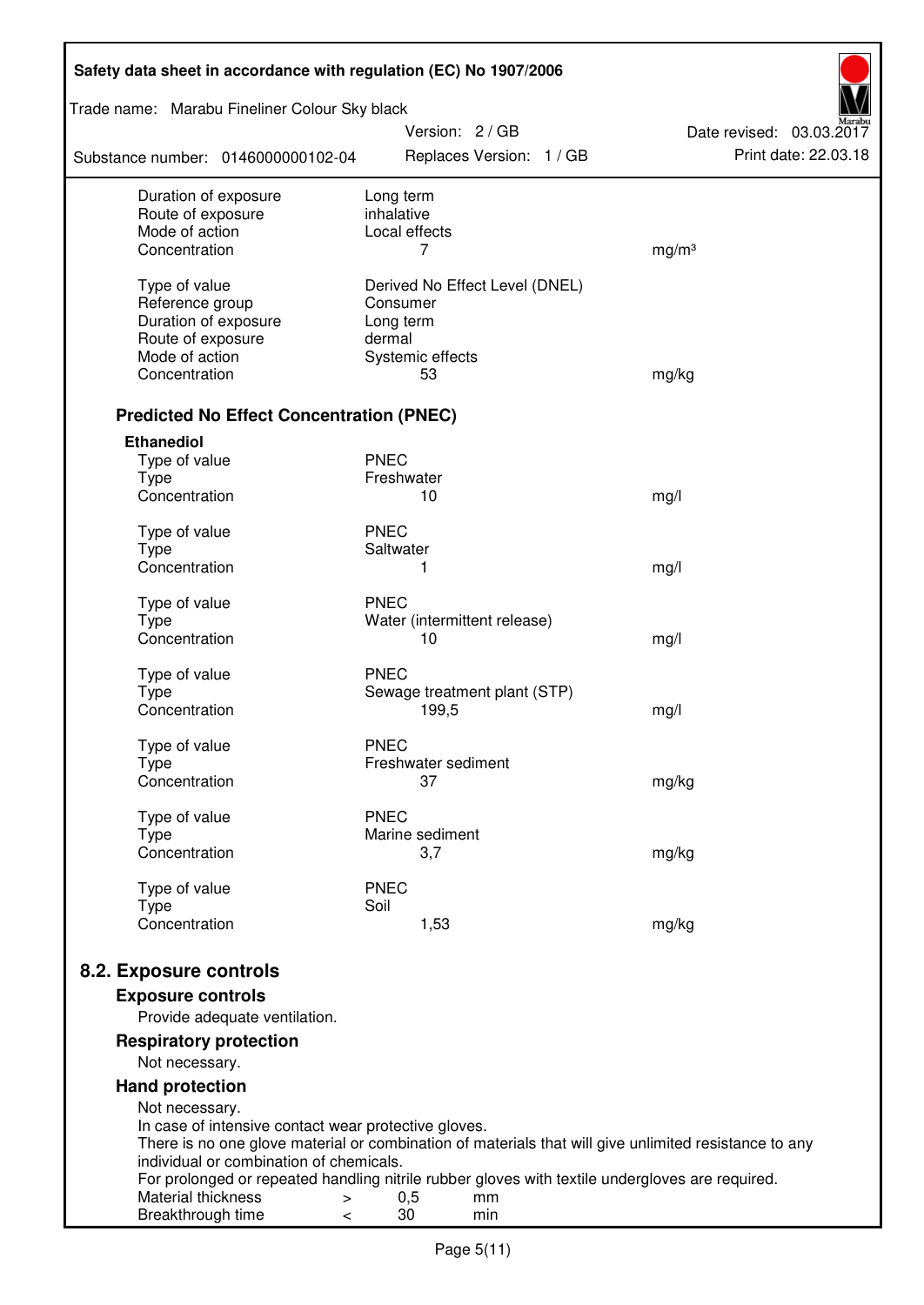| | | |
|---|---|---|
| Duration of exposure | Long term | |
| Route of exposure | inhalative | |
| Mode of action | Local effects | |
| Concentration | 7 | mg/m³ |
| | | |
| Type of value | Derived No Effect Level (DNEL) | |
| Reference group | Consumer | |
| Duration of exposure | Long term | |
| Route of exposure | dermal | |
| Mode of action | Systemic effects | |
| Concentration | 53 | mg/kg |

### Predicted No Effect Concentration (PNEC)

**Ethanediol**

| | | |
|---|---|---|
| Type of value | PNEC | |
| Type | Freshwater | |
| Concentration | 10 | mg/l |
| | | |
| Type of value | PNEC | |
| Type | Saltwater | |
| Concentration | 1 | mg/l |
| | | |
| Type of value | PNEC | |
| Type | Water (intermittent release) | |
| Concentration | 10 | mg/l |
| | | |
| Type of value | PNEC | |
| Type | Sewage treatment plant (STP) | |
| Concentration | 199,5 | mg/l |
| | | |
| Type of value | PNEC | |
| Type | Freshwater sediment | |
| Concentration | 37 | mg/kg |
| | | |
| Type of value | PNEC | |
| Type | Marine sediment | |
| Concentration | 3,7 | mg/kg |
| | | |
| Type of value | PNEC | |
| Type | Soil | |
| Concentration | 1,53 | mg/kg |

## 8.2. Exposure controls

### Exposure controls

Provide adequate ventilation.

### Respiratory protection

Not necessary.

### Hand protection

Not necessary.
In case of intensive contact wear protective gloves.
There is no one glove material or combination of materials that will give unlimited resistance to any individual or combination of chemicals.
For prolonged or repeated handling nitrile rubber gloves with textile undergloves are required.

| | | | |
|---|---|---|---|
| Material thickness | > | 0,5 | mm |
| Breakthrough time | < | 30 | min |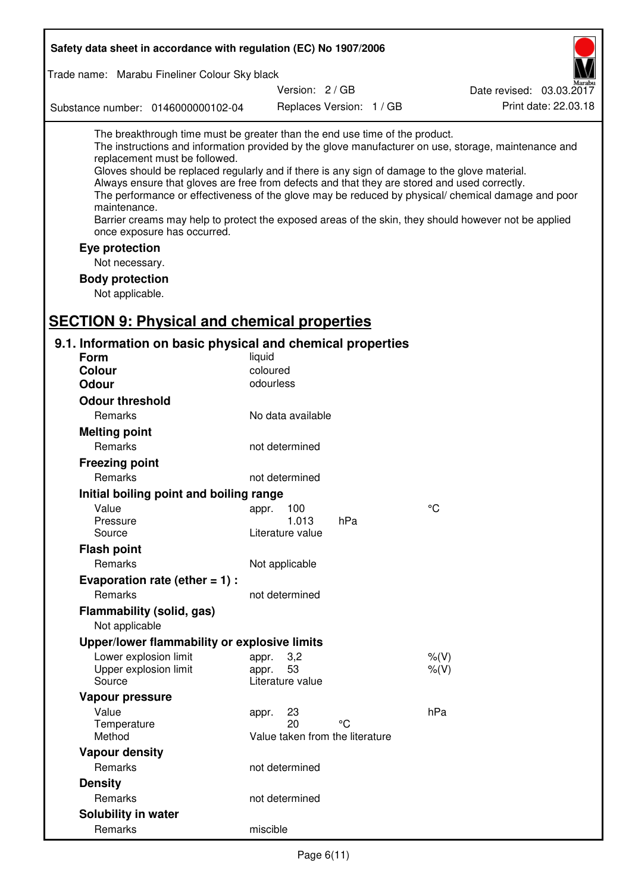The breakthrough time must be greater than the end use time of the product.
The instructions and information provided by the glove manufacturer on use, storage, maintenance and replacement must be followed.
Gloves should be replaced regularly and if there is any sign of damage to the glove material.
Always ensure that gloves are free from defects and that they are stored and used correctly.
The performance or effectiveness of the glove may be reduced by physical/ chemical damage and poor maintenance.
Barrier creams may help to protect the exposed areas of the skin, they should however not be applied once exposure has occurred.

**Eye protection**

Not necessary.

**Body protection**

Not applicable.

## SECTION 9: Physical and chemical properties

### 9.1. Information on basic physical and chemical properties

**Form** liquid

**Colour** coloured

**Odour** odourless

**Odour threshold**

| | | | |
|---|---|---|---|
| Remarks | No data available | | |

**Melting point**

| | | | |
|---|---|---|---|
| Remarks | not determined | | |

**Freezing point**

| | | | |
|---|---|---|---|
| Remarks | not determined | | |

**Initial boiling point and boiling range**

| | | | |
|---|---|---|---|
| Value | appr. 100 | | °C |
| Pressure | 1.013 | hPa | |
| Source | Literature value | | |

**Flash point**

| | | | |
|---|---|---|---|
| Remarks | Not applicable | | |

**Evaporation rate (ether = 1) :**

| | | | |
|---|---|---|---|
| Remarks | not determined | | |

**Flammability (solid, gas)**

Not applicable

**Upper/lower flammability or explosive limits**

| | | | |
|---|---|---|---|
| Lower explosion limit | appr. 3,2 | | %(V) |
| Upper explosion limit | appr. 53 | | %(V) |
| Source | Literature value | | |

**Vapour pressure**

| | | | |
|---|---|---|---|
| Value | appr. 23 | | hPa |
| Temperature | 20 | °C | |
| Method | Value taken from the literature | | |

**Vapour density**

| | | | |
|---|---|---|---|
| Remarks | not determined | | |

**Density**

| | | | |
|---|---|---|---|
| Remarks | not determined | | |

**Solubility in water**

| | | | |
|---|---|---|---|
| Remarks | miscible | | |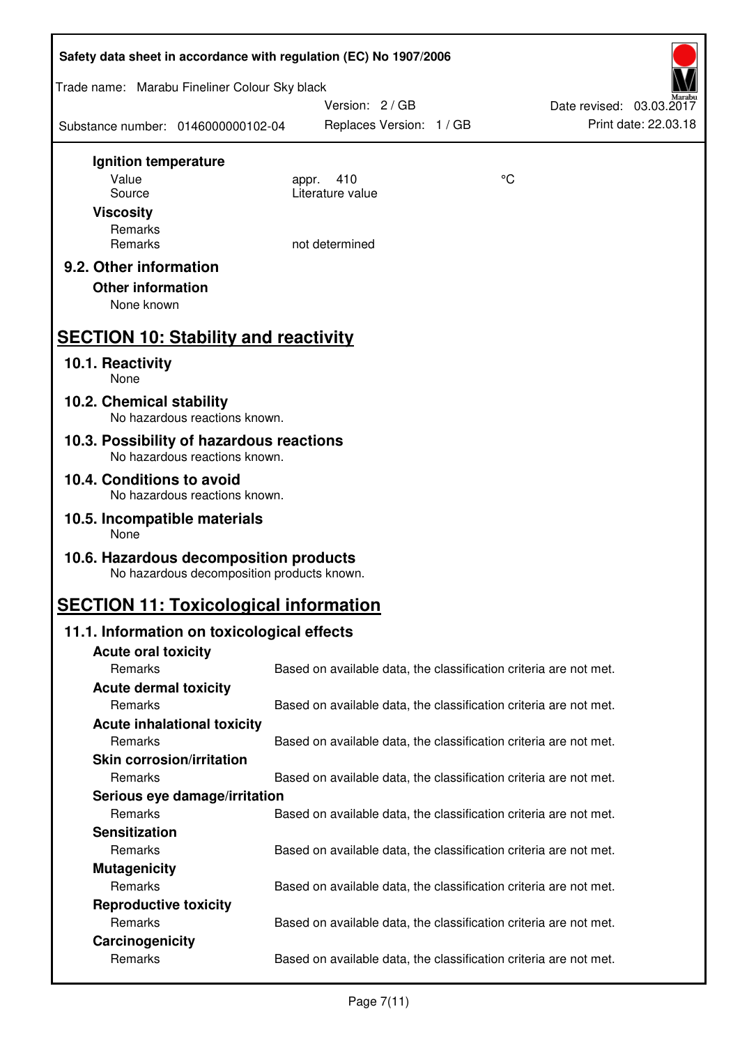**Ignition temperature**

| | | |
|---|---|---|
| Value | appr. 410 | °C |
| Source | Literature value | |

**Viscosity**

| | |
|---|---|
| Remarks | |
| Remarks | not determined |

### 9.2. Other information

**Other information**

None known

## SECTION 10: Stability and reactivity

### 10.1. Reactivity

None

### 10.2. Chemical stability

No hazardous reactions known.

### 10.3. Possibility of hazardous reactions

No hazardous reactions known.

### 10.4. Conditions to avoid

No hazardous reactions known.

### 10.5. Incompatible materials

None

### 10.6. Hazardous decomposition products

No hazardous decomposition products known.

## SECTION 11: Toxicological information

### 11.1. Information on toxicological effects

**Acute oral toxicity**

Remarks: Based on available data, the classification criteria are not met.

**Acute dermal toxicity**

Remarks: Based on available data, the classification criteria are not met.

**Acute inhalational toxicity**

Remarks: Based on available data, the classification criteria are not met.

**Skin corrosion/irritation**

Remarks: Based on available data, the classification criteria are not met.

**Serious eye damage/irritation**

Remarks: Based on available data, the classification criteria are not met.

**Sensitization**

Remarks: Based on available data, the classification criteria are not met.

**Mutagenicity**

Remarks: Based on available data, the classification criteria are not met.

**Reproductive toxicity**

Remarks: Based on available data, the classification criteria are not met.

**Carcinogenicity**

Remarks: Based on available data, the classification criteria are not met.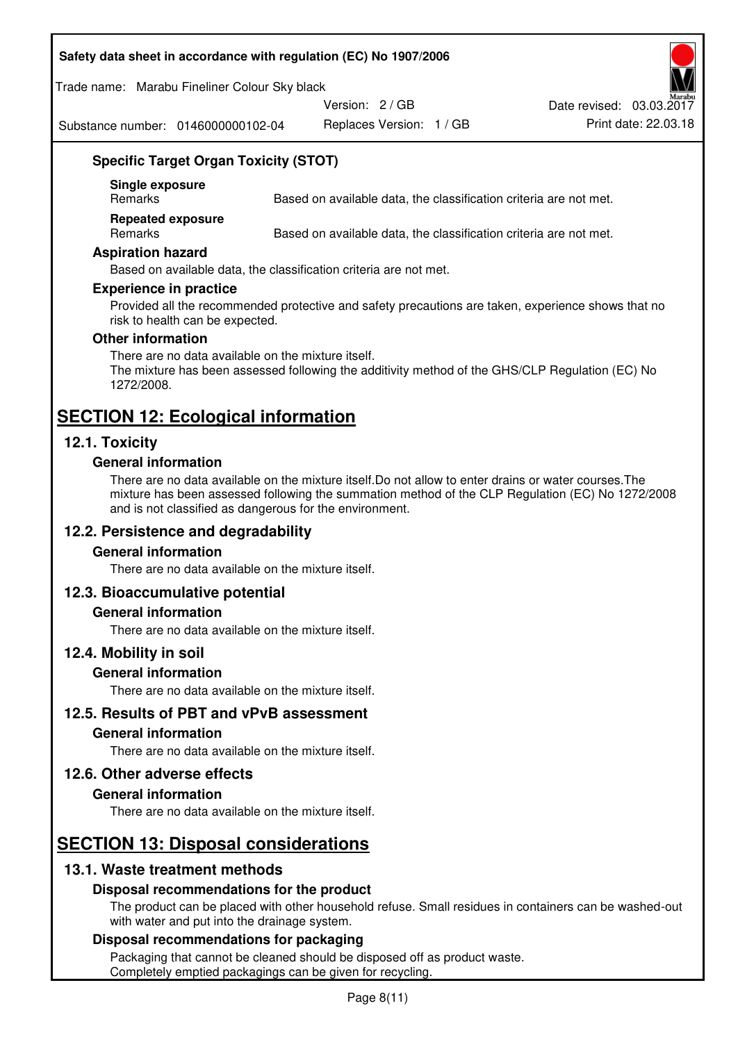### Specific Target Organ Toxicity (STOT)

**Single exposure**

| Remarks | Based on available data, the classification criteria are not met. |
|---|---|

**Repeated exposure**

| Remarks | Based on available data, the classification criteria are not met. |
|---|---|

### Aspiration hazard

Based on available data, the classification criteria are not met.

### Experience in practice

Provided all the recommended protective and safety precautions are taken, experience shows that no risk to health can be expected.

### Other information

There are no data available on the mixture itself.
The mixture has been assessed following the additivity method of the GHS/CLP Regulation (EC) No 1272/2008.

# SECTION 12: Ecological information

## 12.1. Toxicity

### General information

There are no data available on the mixture itself.Do not allow to enter drains or water courses.The mixture has been assessed following the summation method of the CLP Regulation (EC) No 1272/2008 and is not classified as dangerous for the environment.

## 12.2. Persistence and degradability

### General information

There are no data available on the mixture itself.

## 12.3. Bioaccumulative potential

### General information

There are no data available on the mixture itself.

## 12.4. Mobility in soil

### General information

There are no data available on the mixture itself.

## 12.5. Results of PBT and vPvB assessment

### General information

There are no data available on the mixture itself.

## 12.6. Other adverse effects

### General information

There are no data available on the mixture itself.

# SECTION 13: Disposal considerations

## 13.1. Waste treatment methods

### Disposal recommendations for the product

The product can be placed with other household refuse. Small residues in containers can be washed-out with water and put into the drainage system.

### Disposal recommendations for packaging

Packaging that cannot be cleaned should be disposed off as product waste.
Completely emptied packagings can be given for recycling.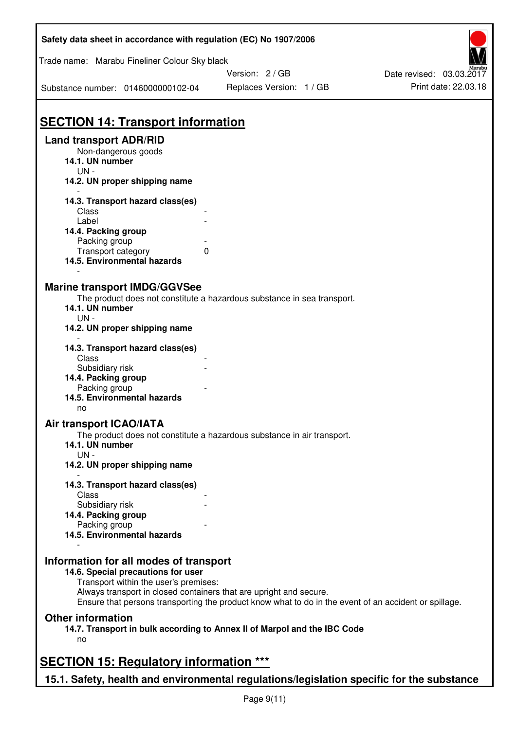# SECTION 14: Transport information

## Land transport ADR/RID

Non-dangerous goods

**14.1. UN number**

UN -

**14.2. UN proper shipping name**

-

**14.3. Transport hazard class(es)**

| | |
|---|---|
| Class | - |
| Label | - |

**14.4. Packing group**

| | |
|---|---|
| Packing group | - |
| Transport category | 0 |

**14.5. Environmental hazards**

-

## Marine transport IMDG/GGVSee

The product does not constitute a hazardous substance in sea transport.

**14.1. UN number**

UN -

**14.2. UN proper shipping name**

-

**14.3. Transport hazard class(es)**

| | |
|---|---|
| Class | - |
| Subsidiary risk | - |

**14.4. Packing group**

| | |
|---|---|
| Packing group | - |

**14.5. Environmental hazards**

no

## Air transport ICAO/IATA

The product does not constitute a hazardous substance in air transport.

**14.1. UN number**

UN -

**14.2. UN proper shipping name**

-

**14.3. Transport hazard class(es)**

| | |
|---|---|
| Class | - |
| Subsidiary risk | - |

**14.4. Packing group**

| | |
|---|---|
| Packing group | - |

**14.5. Environmental hazards**

-

## Information for all modes of transport

**14.6. Special precautions for user**

Transport within the user's premises:
Always transport in closed containers that are upright and secure.
Ensure that persons transporting the product know what to do in the event of an accident or spillage.

## Other information

**14.7. Transport in bulk according to Annex II of Marpol and the IBC Code**

no

# SECTION 15: Regulatory information ***

## 15.1. Safety, health and environmental regulations/legislation specific for the substance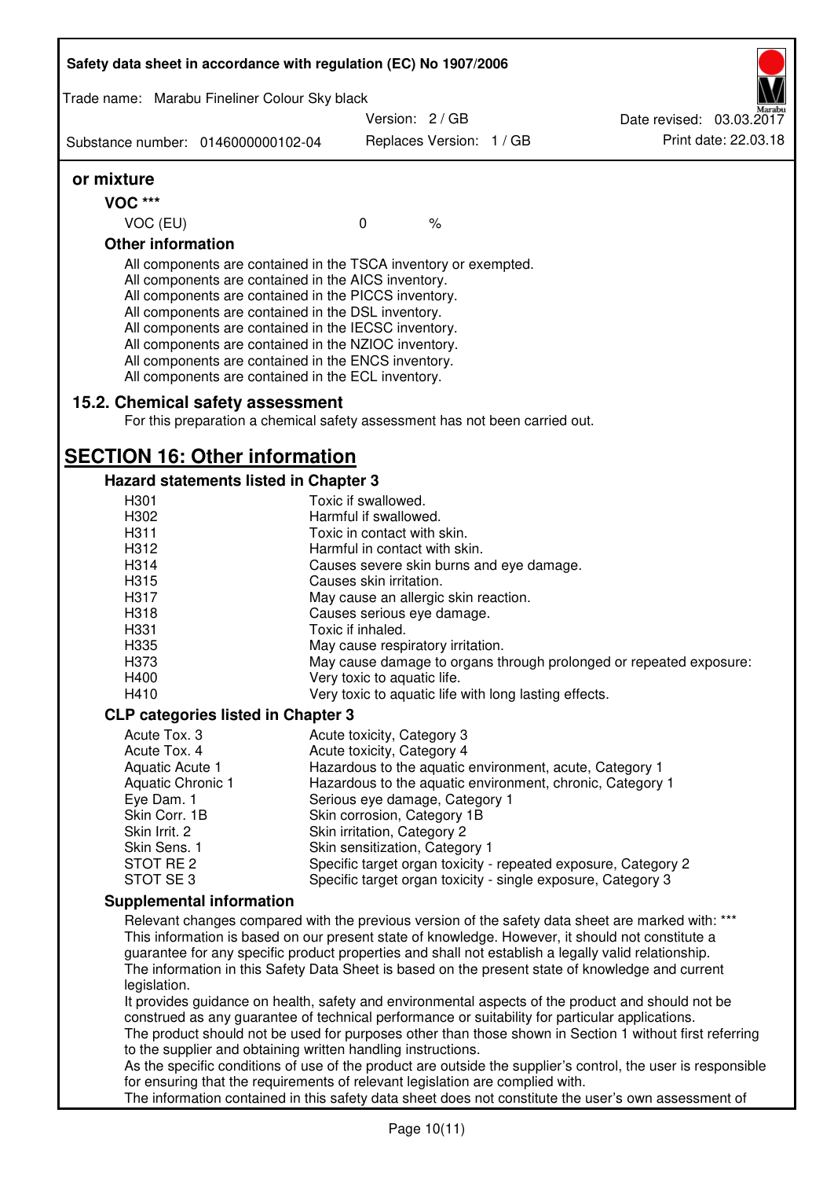### or mixture

**VOC *****

| VOC (EU) | 0 | % |
|---|---|---|

**Other information**

All components are contained in the TSCA inventory or exempted.
All components are contained in the AICS inventory.
All components are contained in the PICCS inventory.
All components are contained in the DSL inventory.
All components are contained in the IECSC inventory.
All components are contained in the NZIOC inventory.
All components are contained in the ENCS inventory.
All components are contained in the ECL inventory.

### 15.2. Chemical safety assessment

For this preparation a chemical safety assessment has not been carried out.

## SECTION 16: Other information

### Hazard statements listed in Chapter 3

| | |
|---|---|
| H301 | Toxic if swallowed. |
| H302 | Harmful if swallowed. |
| H311 | Toxic in contact with skin. |
| H312 | Harmful in contact with skin. |
| H314 | Causes severe skin burns and eye damage. |
| H315 | Causes skin irritation. |
| H317 | May cause an allergic skin reaction. |
| H318 | Causes serious eye damage. |
| H331 | Toxic if inhaled. |
| H335 | May cause respiratory irritation. |
| H373 | May cause damage to organs through prolonged or repeated exposure: |
| H400 | Very toxic to aquatic life. |
| H410 | Very toxic to aquatic life with long lasting effects. |

### CLP categories listed in Chapter 3

| | |
|---|---|
| Acute Tox. 3 | Acute toxicity, Category 3 |
| Acute Tox. 4 | Acute toxicity, Category 4 |
| Aquatic Acute 1 | Hazardous to the aquatic environment, acute, Category 1 |
| Aquatic Chronic 1 | Hazardous to the aquatic environment, chronic, Category 1 |
| Eye Dam. 1 | Serious eye damage, Category 1 |
| Skin Corr. 1B | Skin corrosion, Category 1B |
| Skin Irrit. 2 | Skin irritation, Category 2 |
| Skin Sens. 1 | Skin sensitization, Category 1 |
| STOT RE 2 | Specific target organ toxicity - repeated exposure, Category 2 |
| STOT SE 3 | Specific target organ toxicity - single exposure, Category 3 |

### Supplemental information

Relevant changes compared with the previous version of the safety data sheet are marked with: ***
This information is based on our present state of knowledge. However, it should not constitute a guarantee for any specific product properties and shall not establish a legally valid relationship.
The information in this Safety Data Sheet is based on the present state of knowledge and current legislation.
It provides guidance on health, safety and environmental aspects of the product and should not be construed as any guarantee of technical performance or suitability for particular applications.
The product should not be used for purposes other than those shown in Section 1 without first referring to the supplier and obtaining written handling instructions.
As the specific conditions of use of the product are outside the supplier's control, the user is responsible for ensuring that the requirements of relevant legislation are complied with.
The information contained in this safety data sheet does not constitute the user's own assessment of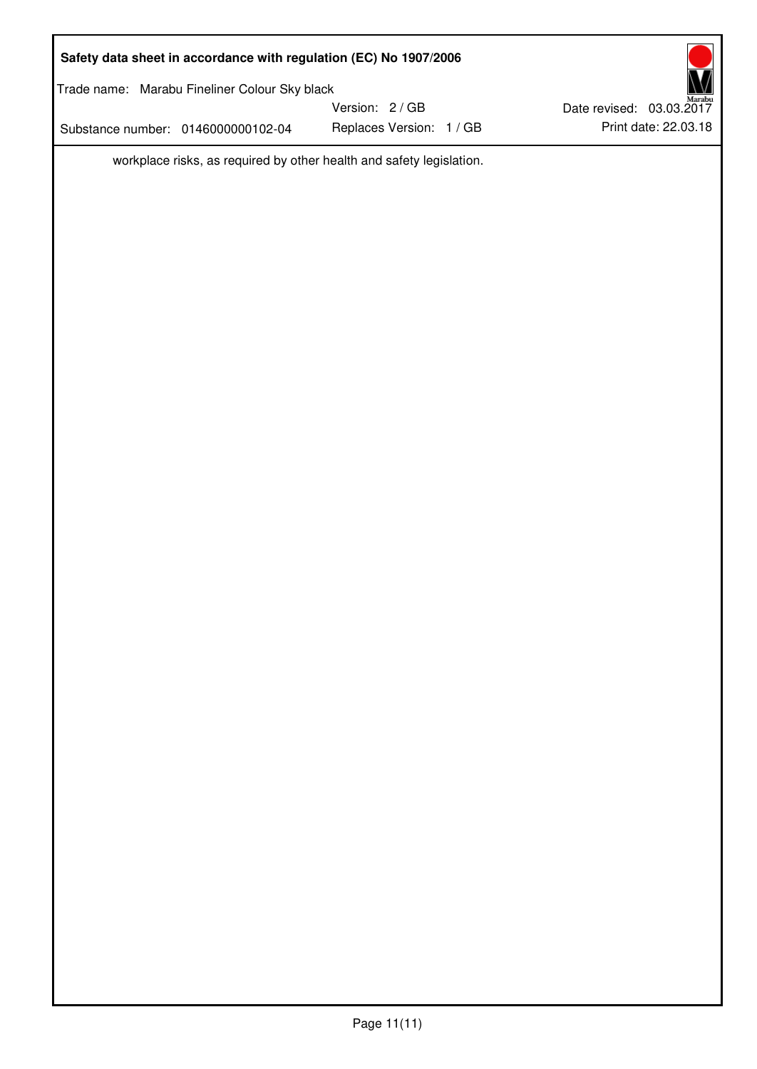workplace risks, as required by other health and safety legislation.